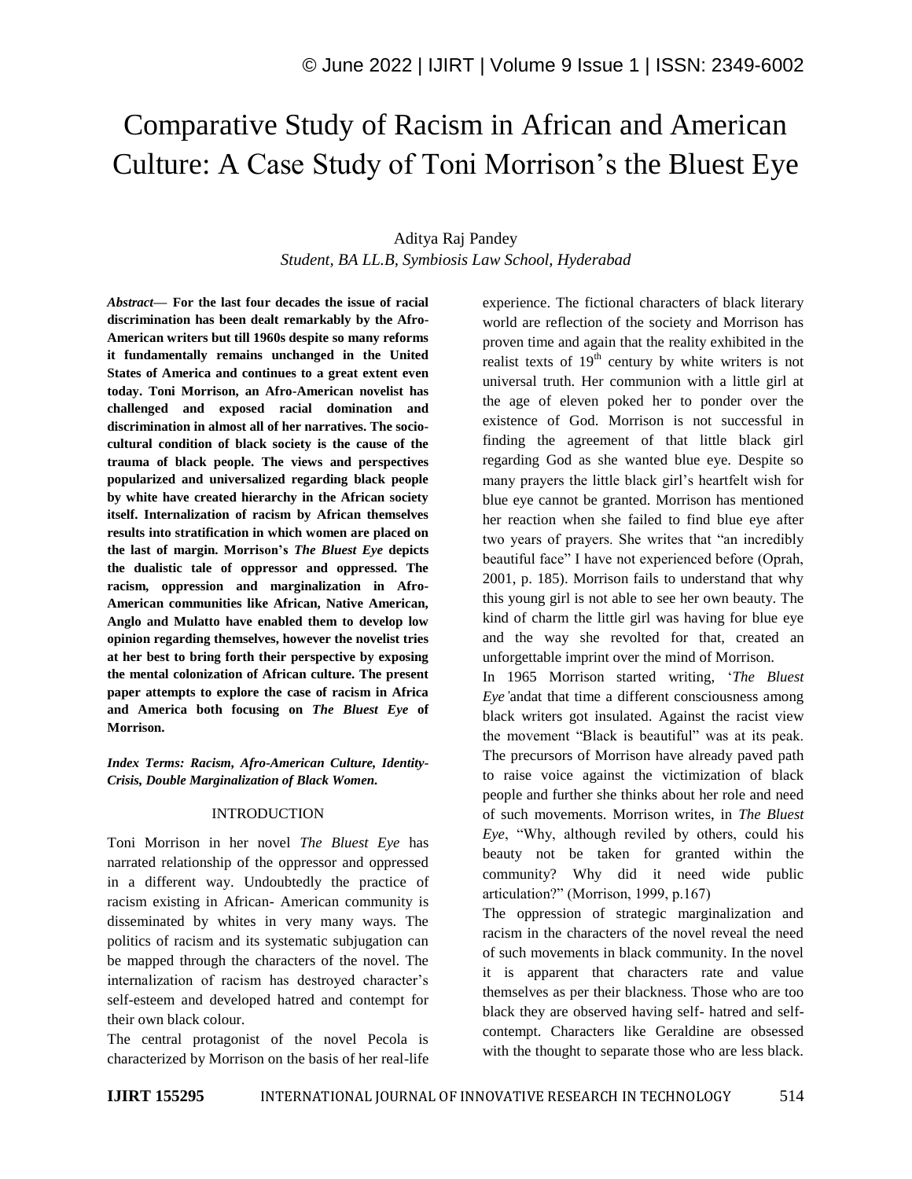# Comparative Study of Racism in African and American Culture: A Case Study of Toni Morrison's the Bluest Eye

Aditya Raj Pandey

*Student, BA LL.B, Symbiosis Law School, Hyderabad*

***Abstract*— For the last four decades the issue of racial discrimination has been dealt remarkably by the Afro-American writers but till 1960s despite so many reforms it fundamentally remains unchanged in the United States of America and continues to a great extent even today. Toni Morrison, an Afro-American novelist has challenged and exposed racial domination and discrimination in almost all of her narratives. The socio-cultural condition of black society is the cause of the trauma of black people. The views and perspectives popularized and universalized regarding black people by white have created hierarchy in the African society itself. Internalization of racism by African themselves results into stratification in which women are placed on the last of margin. Morrison's *The Bluest Eye* depicts the dualistic tale of oppressor and oppressed. The racism, oppression and marginalization in Afro-American communities like African, Native American, Anglo and Mulatto have enabled them to develop low opinion regarding themselves, however the novelist tries at her best to bring forth their perspective by exposing the mental colonization of African culture. The present paper attempts to explore the case of racism in Africa and America both focusing on *The Bluest Eye* of Morrison.**

***Index Terms: Racism, Afro-American Culture, Identity-Crisis, Double Marginalization of Black Women.***

## INTRODUCTION

Toni Morrison in her novel *The Bluest Eye* has narrated relationship of the oppressor and oppressed in a different way. Undoubtedly the practice of racism existing in African- American community is disseminated by whites in very many ways. The politics of racism and its systematic subjugation can be mapped through the characters of the novel. The internalization of racism has destroyed character's self-esteem and developed hatred and contempt for their own black colour.

The central protagonist of the novel Pecola is characterized by Morrison on the basis of her real-life experience. The fictional characters of black literary world are reflection of the society and Morrison has proven time and again that the reality exhibited in the realist texts of 19th century by white writers is not universal truth. Her communion with a little girl at the age of eleven poked her to ponder over the existence of God. Morrison is not successful in finding the agreement of that little black girl regarding God as she wanted blue eye. Despite so many prayers the little black girl's heartfelt wish for blue eye cannot be granted. Morrison has mentioned her reaction when she failed to find blue eye after two years of prayers. She writes that "an incredibly beautiful face" I have not experienced before (Oprah, 2001, p. 185). Morrison fails to understand that why this young girl is not able to see her own beauty. The kind of charm the little girl was having for blue eye and the way she revolted for that, created an unforgettable imprint over the mind of Morrison.

In 1965 Morrison started writing, '*The Bluest Eye'*andat that time a different consciousness among black writers got insulated. Against the racist view the movement "Black is beautiful" was at its peak. The precursors of Morrison have already paved path to raise voice against the victimization of black people and further she thinks about her role and need of such movements. Morrison writes, in *The Bluest Eye*, "Why, although reviled by others, could his beauty not be taken for granted within the community? Why did it need wide public articulation?" (Morrison, 1999, p.167)

The oppression of strategic marginalization and racism in the characters of the novel reveal the need of such movements in black community. In the novel it is apparent that characters rate and value themselves as per their blackness. Those who are too black they are observed having self- hatred and self-contempt. Characters like Geraldine are obsessed with the thought to separate those who are less black.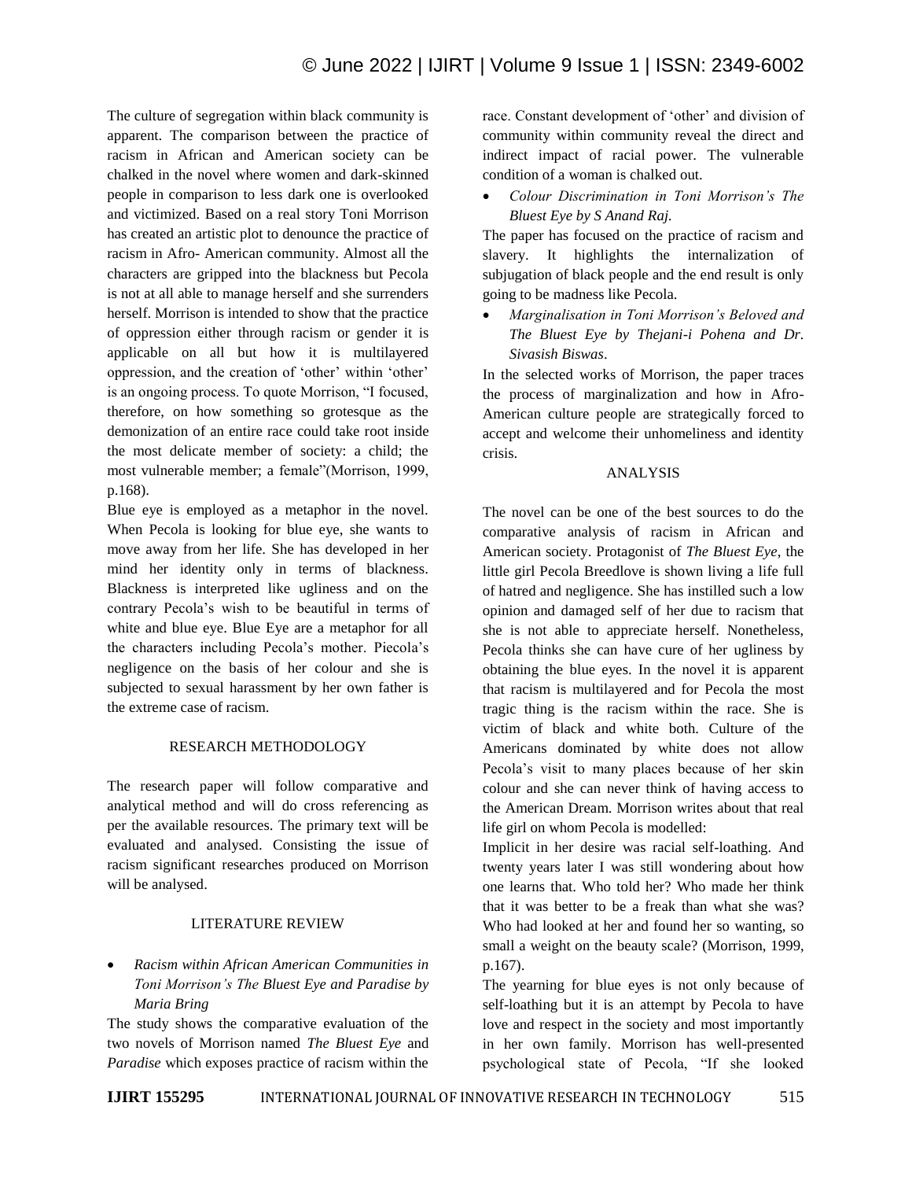The culture of segregation within black community is apparent. The comparison between the practice of racism in African and American society can be chalked in the novel where women and dark-skinned people in comparison to less dark one is overlooked and victimized. Based on a real story Toni Morrison has created an artistic plot to denounce the practice of racism in Afro- American community. Almost all the characters are gripped into the blackness but Pecola is not at all able to manage herself and she surrenders herself. Morrison is intended to show that the practice of oppression either through racism or gender it is applicable on all but how it is multilayered oppression, and the creation of 'other' within 'other' is an ongoing process. To quote Morrison, "I focused, therefore, on how something so grotesque as the demonization of an entire race could take root inside the most delicate member of society: a child; the most vulnerable member; a female"(Morrison, 1999, p.168).

Blue eye is employed as a metaphor in the novel. When Pecola is looking for blue eye, she wants to move away from her life. She has developed in her mind her identity only in terms of blackness. Blackness is interpreted like ugliness and on the contrary Pecola's wish to be beautiful in terms of white and blue eye. Blue Eye are a metaphor for all the characters including Pecola's mother. Piecola's negligence on the basis of her colour and she is subjected to sexual harassment by her own father is the extreme case of racism.

## RESEARCH METHODOLOGY

The research paper will follow comparative and analytical method and will do cross referencing as per the available resources. The primary text will be evaluated and analysed. Consisting the issue of racism significant researches produced on Morrison will be analysed.

## LITERATURE REVIEW

- *Racism within African American Communities in Toni Morrison's The Bluest Eye and Paradise by Maria Bring*

The study shows the comparative evaluation of the two novels of Morrison named *The Bluest Eye* and *Paradise* which exposes practice of racism within the race. Constant development of 'other' and division of community within community reveal the direct and indirect impact of racial power. The vulnerable condition of a woman is chalked out.

- *Colour Discrimination in Toni Morrison's The Bluest Eye by S Anand Raj.*

The paper has focused on the practice of racism and slavery. It highlights the internalization of subjugation of black people and the end result is only going to be madness like Pecola.

- *Marginalisation in Toni Morrison's Beloved and The Bluest Eye by Thejani-i Pohena and Dr. Sivasish Biswas*.

In the selected works of Morrison, the paper traces the process of marginalization and how in Afro-American culture people are strategically forced to accept and welcome their unhomeliness and identity crisis.

## ANALYSIS

The novel can be one of the best sources to do the comparative analysis of racism in African and American society. Protagonist of *The Bluest Eye*, the little girl Pecola Breedlove is shown living a life full of hatred and negligence. She has instilled such a low opinion and damaged self of her due to racism that she is not able to appreciate herself. Nonetheless, Pecola thinks she can have cure of her ugliness by obtaining the blue eyes. In the novel it is apparent that racism is multilayered and for Pecola the most tragic thing is the racism within the race. She is victim of black and white both. Culture of the Americans dominated by white does not allow Pecola's visit to many places because of her skin colour and she can never think of having access to the American Dream. Morrison writes about that real life girl on whom Pecola is modelled:

Implicit in her desire was racial self-loathing. And twenty years later I was still wondering about how one learns that. Who told her? Who made her think that it was better to be a freak than what she was? Who had looked at her and found her so wanting, so small a weight on the beauty scale? (Morrison, 1999, p.167).

The yearning for blue eyes is not only because of self-loathing but it is an attempt by Pecola to have love and respect in the society and most importantly in her own family. Morrison has well-presented psychological state of Pecola, "If she looked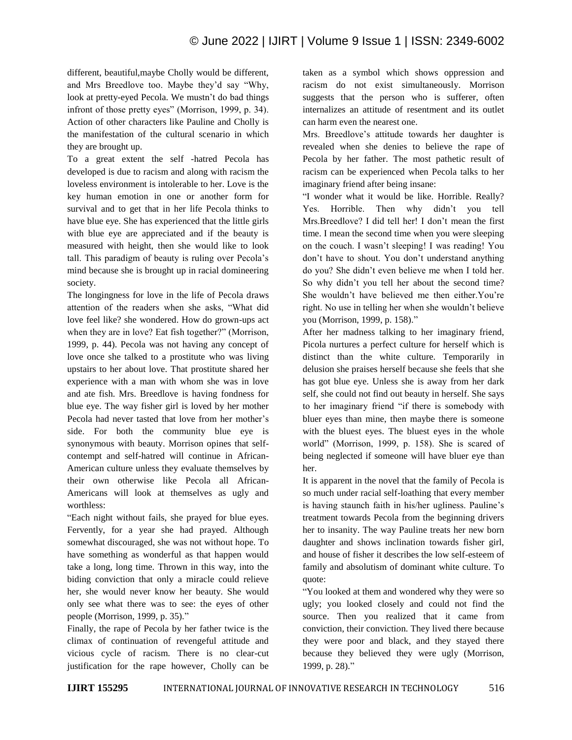different, beautiful,maybe Cholly would be different, and Mrs Breedlove too. Maybe they'd say "Why, look at pretty-eyed Pecola. We mustn't do bad things infront of those pretty eyes" (Morrison, 1999, p. 34). Action of other characters like Pauline and Cholly is the manifestation of the cultural scenario in which they are brought up.

To a great extent the self -hatred Pecola has developed is due to racism and along with racism the loveless environment is intolerable to her. Love is the key human emotion in one or another form for survival and to get that in her life Pecola thinks to have blue eye. She has experienced that the little girls with blue eye are appreciated and if the beauty is measured with height, then she would like to look tall. This paradigm of beauty is ruling over Pecola's mind because she is brought up in racial domineering society.

The longingness for love in the life of Pecola draws attention of the readers when she asks, "What did love feel like? she wondered. How do grown-ups act when they are in love? Eat fish together?" (Morrison, 1999, p. 44). Pecola was not having any concept of love once she talked to a prostitute who was living upstairs to her about love. That prostitute shared her experience with a man with whom she was in love and ate fish. Mrs. Breedlove is having fondness for blue eye. The way fisher girl is loved by her mother Pecola had never tasted that love from her mother's side. For both the community blue eye is synonymous with beauty. Morrison opines that self-contempt and self-hatred will continue in African-American culture unless they evaluate themselves by their own otherwise like Pecola all African-Americans will look at themselves as ugly and worthless:

"Each night without fails, she prayed for blue eyes. Fervently, for a year she had prayed. Although somewhat discouraged, she was not without hope. To have something as wonderful as that happen would take a long, long time. Thrown in this way, into the biding conviction that only a miracle could relieve her, she would never know her beauty. She would only see what there was to see: the eyes of other people (Morrison, 1999, p. 35)."

Finally, the rape of Pecola by her father twice is the climax of continuation of revengeful attitude and vicious cycle of racism. There is no clear-cut justification for the rape however, Cholly can be taken as a symbol which shows oppression and racism do not exist simultaneously. Morrison suggests that the person who is sufferer, often internalizes an attitude of resentment and its outlet can harm even the nearest one.

Mrs. Breedlove's attitude towards her daughter is revealed when she denies to believe the rape of Pecola by her father. The most pathetic result of racism can be experienced when Pecola talks to her imaginary friend after being insane:

"I wonder what it would be like. Horrible. Really? Yes. Horrible. Then why didn't you tell Mrs.Breedlove? I did tell her! I don't mean the first time. I mean the second time when you were sleeping on the couch. I wasn't sleeping! I was reading! You don't have to shout. You don't understand anything do you? She didn't even believe me when I told her. So why didn't you tell her about the second time? She wouldn't have believed me then either.You're right. No use in telling her when she wouldn't believe you (Morrison, 1999, p. 158)."

After her madness talking to her imaginary friend, Picola nurtures a perfect culture for herself which is distinct than the white culture. Temporarily in delusion she praises herself because she feels that she has got blue eye. Unless she is away from her dark self, she could not find out beauty in herself. She says to her imaginary friend "if there is somebody with bluer eyes than mine, then maybe there is someone with the bluest eyes. The bluest eyes in the whole world" (Morrison, 1999, p. 158). She is scared of being neglected if someone will have bluer eye than her.

It is apparent in the novel that the family of Pecola is so much under racial self-loathing that every member is having staunch faith in his/her ugliness. Pauline's treatment towards Pecola from the beginning drivers her to insanity. The way Pauline treats her new born daughter and shows inclination towards fisher girl, and house of fisher it describes the low self-esteem of family and absolutism of dominant white culture. To quote:

"You looked at them and wondered why they were so ugly; you looked closely and could not find the source. Then you realized that it came from conviction, their conviction. They lived there because they were poor and black, and they stayed there because they believed they were ugly (Morrison, 1999, p. 28)."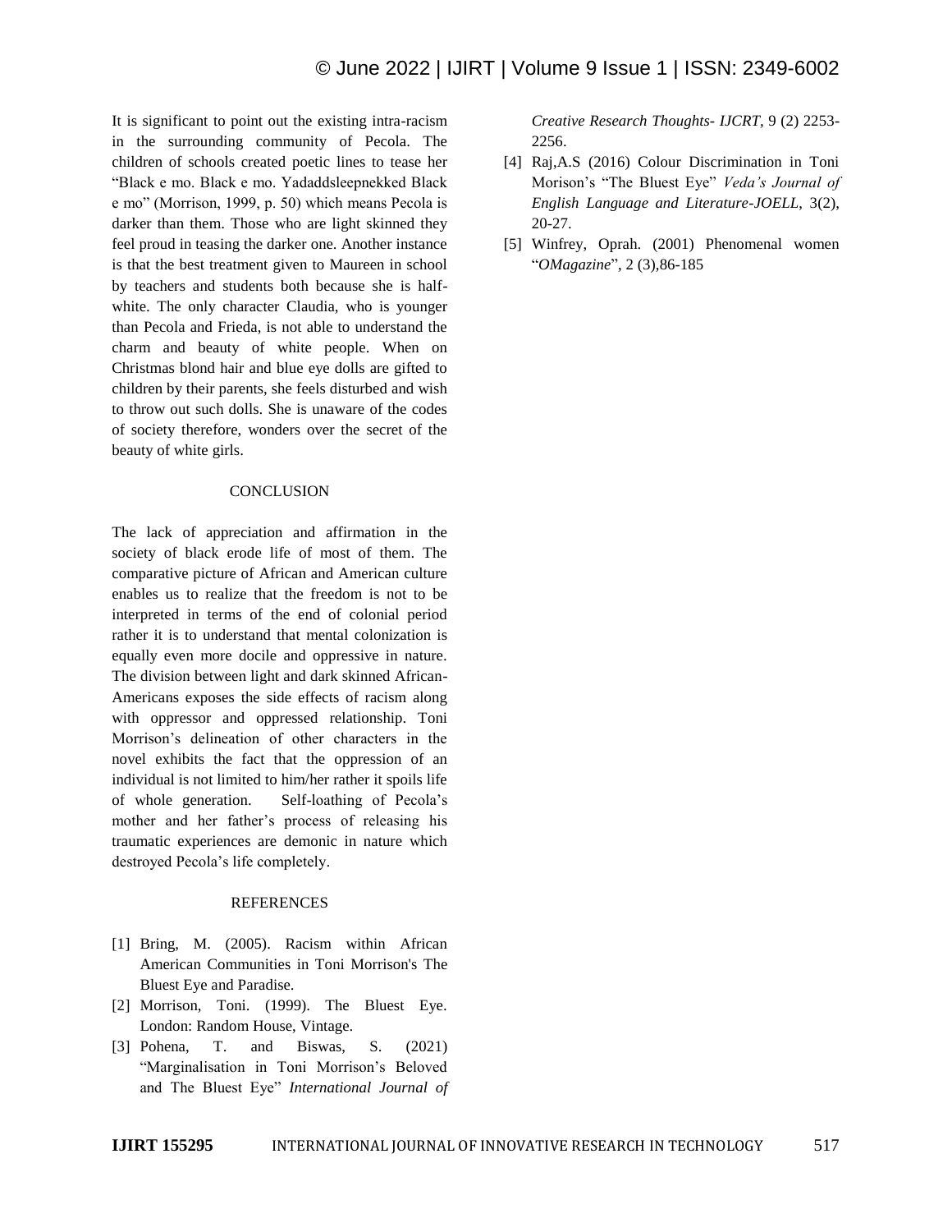It is significant to point out the existing intra-racism in the surrounding community of Pecola. The children of schools created poetic lines to tease her "Black e mo. Black e mo. Yadaddsleepnekked Black e mo" (Morrison, 1999, p. 50) which means Pecola is darker than them. Those who are light skinned they feel proud in teasing the darker one. Another instance is that the best treatment given to Maureen in school by teachers and students both because she is half-white. The only character Claudia, who is younger than Pecola and Frieda, is not able to understand the charm and beauty of white people. When on Christmas blond hair and blue eye dolls are gifted to children by their parents, she feels disturbed and wish to throw out such dolls. She is unaware of the codes of society therefore, wonders over the secret of the beauty of white girls.

## CONCLUSION

The lack of appreciation and affirmation in the society of black erode life of most of them. The comparative picture of African and American culture enables us to realize that the freedom is not to be interpreted in terms of the end of colonial period rather it is to understand that mental colonization is equally even more docile and oppressive in nature. The division between light and dark skinned African-Americans exposes the side effects of racism along with oppressor and oppressed relationship. Toni Morrison's delineation of other characters in the novel exhibits the fact that the oppression of an individual is not limited to him/her rather it spoils life of whole generation. Self-loathing of Pecola's mother and her father's process of releasing his traumatic experiences are demonic in nature which destroyed Pecola's life completely.

## REFERENCES

[1] Bring, M. (2005). Racism within African American Communities in Toni Morrison's The Bluest Eye and Paradise.

[2] Morrison, Toni. (1999). The Bluest Eye. London: Random House, Vintage.

[3] Pohena, T. and Biswas, S. (2021) "Marginalisation in Toni Morrison's Beloved and The Bluest Eye" *International Journal of Creative Research Thoughts- IJCRT*, 9 (2) 2253-2256.

[4] Raj,A.S (2016) Colour Discrimination in Toni Morison's "The Bluest Eye" *Veda's Journal of English Language and Literature-JOELL*, 3(2), 20-27.

[5] Winfrey, Oprah. (2001) Phenomenal women "*OMagazine*", 2 (3),86-185